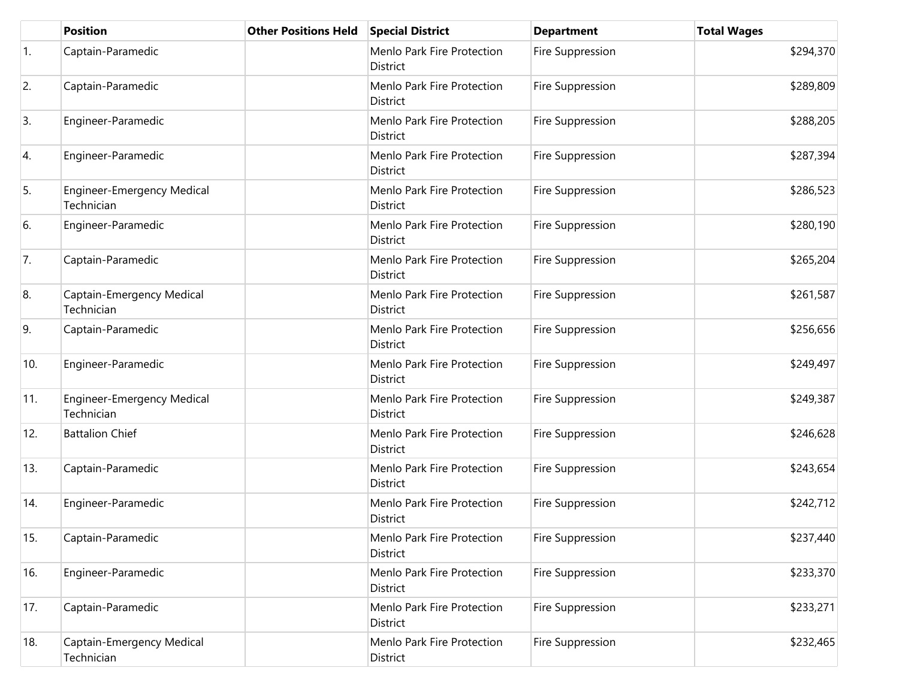| | Position | Other Positions Held | Special District | Department | Total Wages |
|---|---|---|---|---|---|
| 1. | Captain-Paramedic | | Menlo Park Fire Protection District | Fire Suppression | $294,370 |
| 2. | Captain-Paramedic | | Menlo Park Fire Protection District | Fire Suppression | $289,809 |
| 3. | Engineer-Paramedic | | Menlo Park Fire Protection District | Fire Suppression | $288,205 |
| 4. | Engineer-Paramedic | | Menlo Park Fire Protection District | Fire Suppression | $287,394 |
| 5. | Engineer-Emergency Medical Technician | | Menlo Park Fire Protection District | Fire Suppression | $286,523 |
| 6. | Engineer-Paramedic | | Menlo Park Fire Protection District | Fire Suppression | $280,190 |
| 7. | Captain-Paramedic | | Menlo Park Fire Protection District | Fire Suppression | $265,204 |
| 8. | Captain-Emergency Medical Technician | | Menlo Park Fire Protection District | Fire Suppression | $261,587 |
| 9. | Captain-Paramedic | | Menlo Park Fire Protection District | Fire Suppression | $256,656 |
| 10. | Engineer-Paramedic | | Menlo Park Fire Protection District | Fire Suppression | $249,497 |
| 11. | Engineer-Emergency Medical Technician | | Menlo Park Fire Protection District | Fire Suppression | $249,387 |
| 12. | Battalion Chief | | Menlo Park Fire Protection District | Fire Suppression | $246,628 |
| 13. | Captain-Paramedic | | Menlo Park Fire Protection District | Fire Suppression | $243,654 |
| 14. | Engineer-Paramedic | | Menlo Park Fire Protection District | Fire Suppression | $242,712 |
| 15. | Captain-Paramedic | | Menlo Park Fire Protection District | Fire Suppression | $237,440 |
| 16. | Engineer-Paramedic | | Menlo Park Fire Protection District | Fire Suppression | $233,370 |
| 17. | Captain-Paramedic | | Menlo Park Fire Protection District | Fire Suppression | $233,271 |
| 18. | Captain-Emergency Medical Technician | | Menlo Park Fire Protection District | Fire Suppression | $232,465 |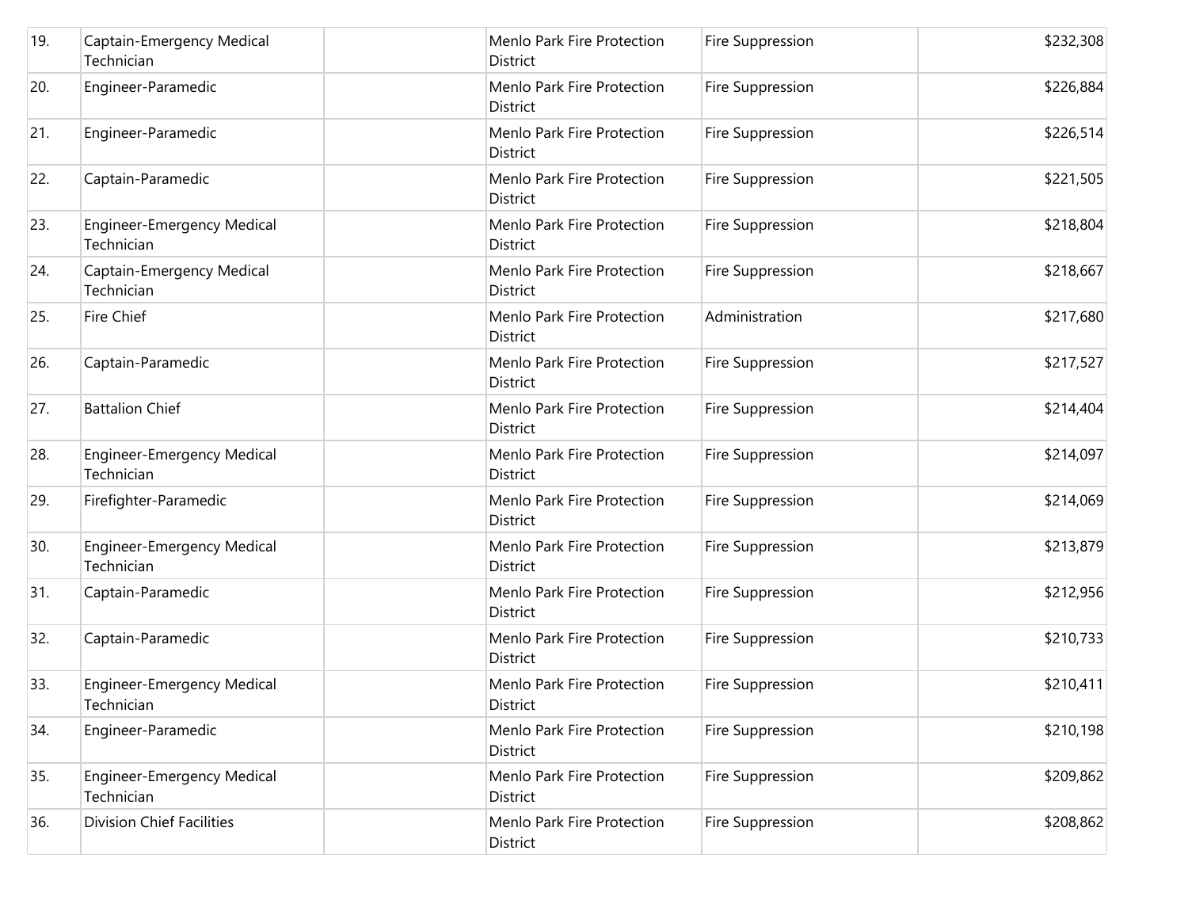| 19. | Captain-Emergency Medical Technician | | Menlo Park Fire Protection District | Fire Suppression | $232,308 |
|---|---|---|---|---|---|
| 20. | Engineer-Paramedic | | Menlo Park Fire Protection District | Fire Suppression | $226,884 |
| 21. | Engineer-Paramedic | | Menlo Park Fire Protection District | Fire Suppression | $226,514 |
| 22. | Captain-Paramedic | | Menlo Park Fire Protection District | Fire Suppression | $221,505 |
| 23. | Engineer-Emergency Medical Technician | | Menlo Park Fire Protection District | Fire Suppression | $218,804 |
| 24. | Captain-Emergency Medical Technician | | Menlo Park Fire Protection District | Fire Suppression | $218,667 |
| 25. | Fire Chief | | Menlo Park Fire Protection District | Administration | $217,680 |
| 26. | Captain-Paramedic | | Menlo Park Fire Protection District | Fire Suppression | $217,527 |
| 27. | Battalion Chief | | Menlo Park Fire Protection District | Fire Suppression | $214,404 |
| 28. | Engineer-Emergency Medical Technician | | Menlo Park Fire Protection District | Fire Suppression | $214,097 |
| 29. | Firefighter-Paramedic | | Menlo Park Fire Protection District | Fire Suppression | $214,069 |
| 30. | Engineer-Emergency Medical Technician | | Menlo Park Fire Protection District | Fire Suppression | $213,879 |
| 31. | Captain-Paramedic | | Menlo Park Fire Protection District | Fire Suppression | $212,956 |
| 32. | Captain-Paramedic | | Menlo Park Fire Protection District | Fire Suppression | $210,733 |
| 33. | Engineer-Emergency Medical Technician | | Menlo Park Fire Protection District | Fire Suppression | $210,411 |
| 34. | Engineer-Paramedic | | Menlo Park Fire Protection District | Fire Suppression | $210,198 |
| 35. | Engineer-Emergency Medical Technician | | Menlo Park Fire Protection District | Fire Suppression | $209,862 |
| 36. | Division Chief Facilities | | Menlo Park Fire Protection District | Fire Suppression | $208,862 |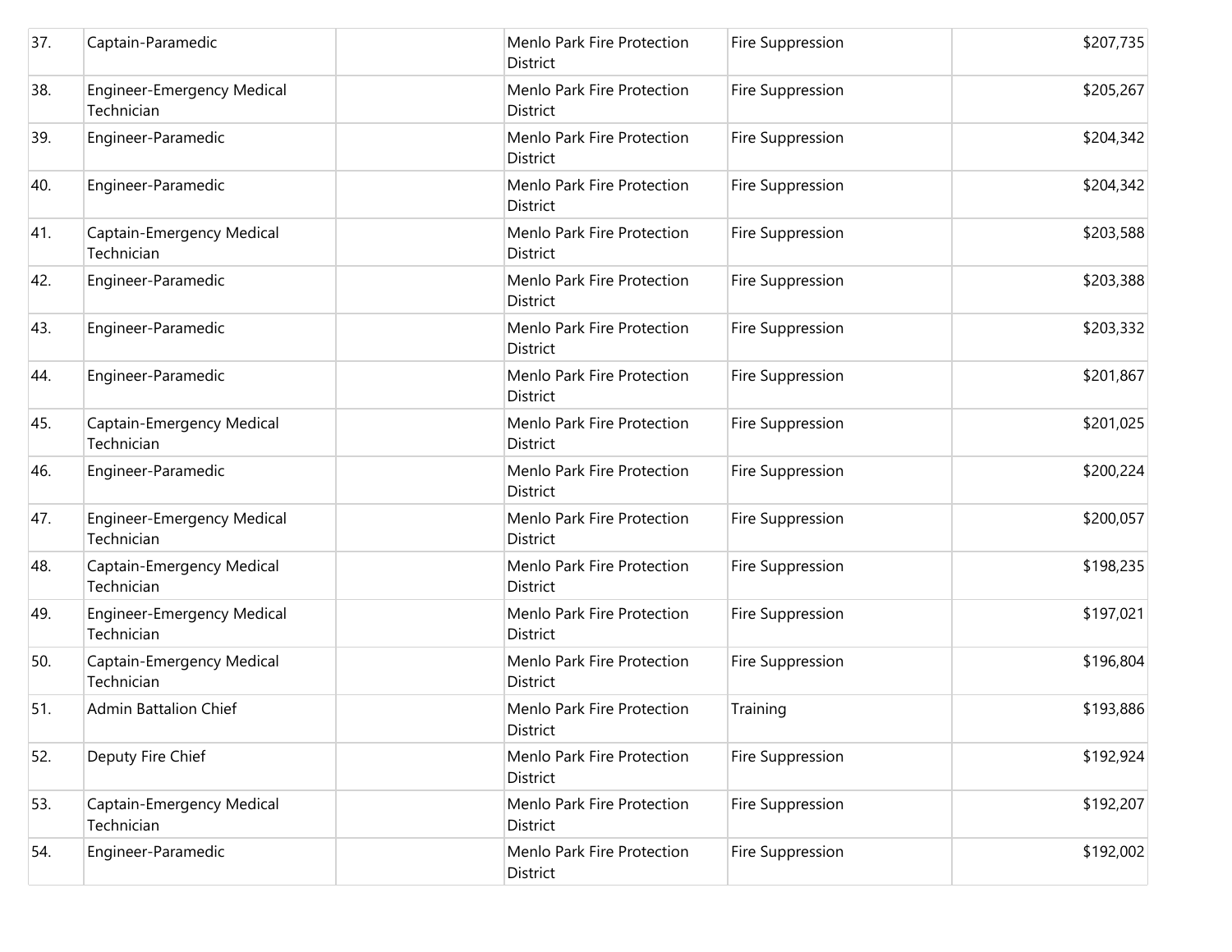| | | | | | |
|---|---|---|---|---|---|
| 37. | Captain-Paramedic | | Menlo Park Fire Protection District | Fire Suppression | $207,735 |
| 38. | Engineer-Emergency Medical Technician | | Menlo Park Fire Protection District | Fire Suppression | $205,267 |
| 39. | Engineer-Paramedic | | Menlo Park Fire Protection District | Fire Suppression | $204,342 |
| 40. | Engineer-Paramedic | | Menlo Park Fire Protection District | Fire Suppression | $204,342 |
| 41. | Captain-Emergency Medical Technician | | Menlo Park Fire Protection District | Fire Suppression | $203,588 |
| 42. | Engineer-Paramedic | | Menlo Park Fire Protection District | Fire Suppression | $203,388 |
| 43. | Engineer-Paramedic | | Menlo Park Fire Protection District | Fire Suppression | $203,332 |
| 44. | Engineer-Paramedic | | Menlo Park Fire Protection District | Fire Suppression | $201,867 |
| 45. | Captain-Emergency Medical Technician | | Menlo Park Fire Protection District | Fire Suppression | $201,025 |
| 46. | Engineer-Paramedic | | Menlo Park Fire Protection District | Fire Suppression | $200,224 |
| 47. | Engineer-Emergency Medical Technician | | Menlo Park Fire Protection District | Fire Suppression | $200,057 |
| 48. | Captain-Emergency Medical Technician | | Menlo Park Fire Protection District | Fire Suppression | $198,235 |
| 49. | Engineer-Emergency Medical Technician | | Menlo Park Fire Protection District | Fire Suppression | $197,021 |
| 50. | Captain-Emergency Medical Technician | | Menlo Park Fire Protection District | Fire Suppression | $196,804 |
| 51. | Admin Battalion Chief | | Menlo Park Fire Protection District | Training | $193,886 |
| 52. | Deputy Fire Chief | | Menlo Park Fire Protection District | Fire Suppression | $192,924 |
| 53. | Captain-Emergency Medical Technician | | Menlo Park Fire Protection District | Fire Suppression | $192,207 |
| 54. | Engineer-Paramedic | | Menlo Park Fire Protection District | Fire Suppression | $192,002 |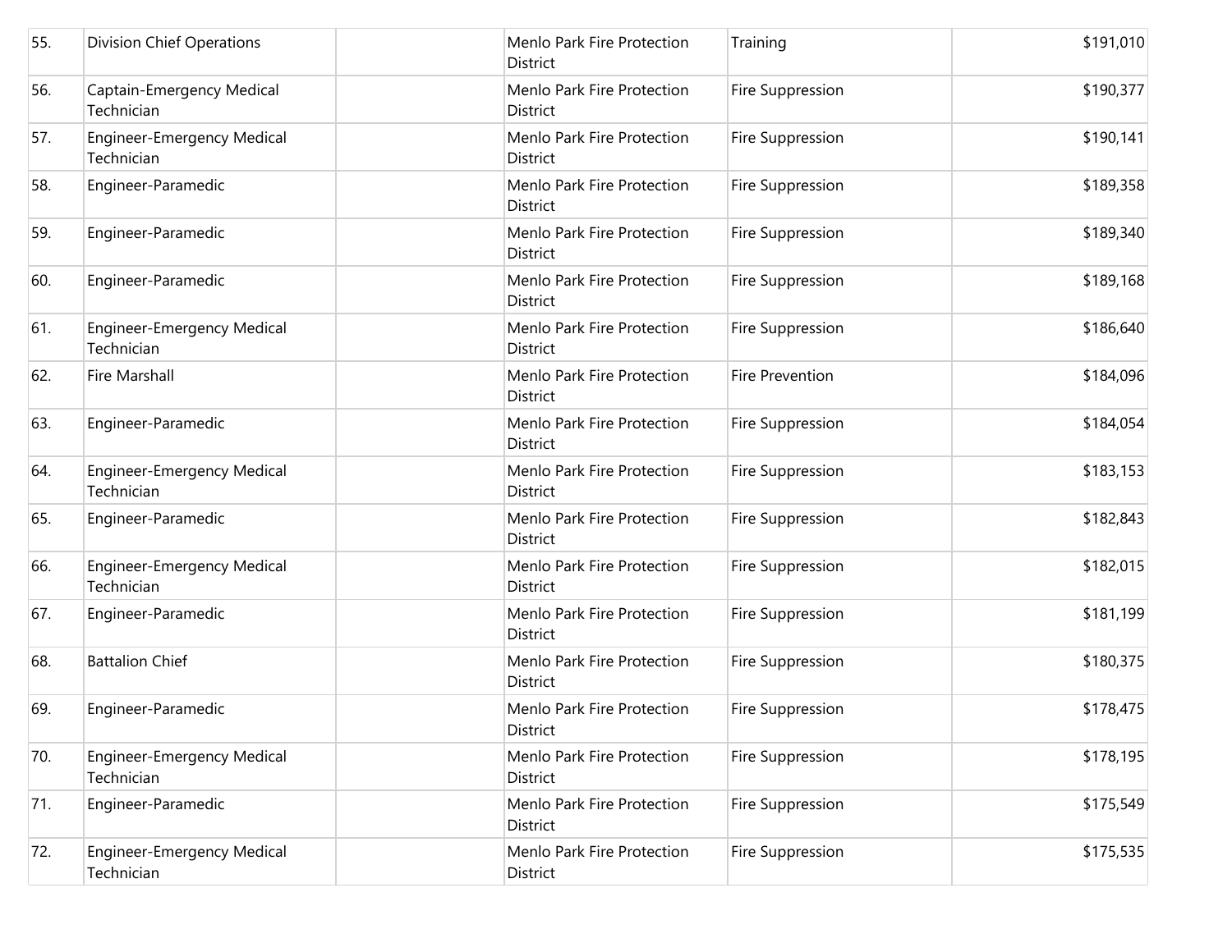| | | | | | |
|---|---|---|---|---|---|
| 55. | Division Chief Operations | | Menlo Park Fire Protection District | Training | $191,010 |
| 56. | Captain-Emergency Medical Technician | | Menlo Park Fire Protection District | Fire Suppression | $190,377 |
| 57. | Engineer-Emergency Medical Technician | | Menlo Park Fire Protection District | Fire Suppression | $190,141 |
| 58. | Engineer-Paramedic | | Menlo Park Fire Protection District | Fire Suppression | $189,358 |
| 59. | Engineer-Paramedic | | Menlo Park Fire Protection District | Fire Suppression | $189,340 |
| 60. | Engineer-Paramedic | | Menlo Park Fire Protection District | Fire Suppression | $189,168 |
| 61. | Engineer-Emergency Medical Technician | | Menlo Park Fire Protection District | Fire Suppression | $186,640 |
| 62. | Fire Marshall | | Menlo Park Fire Protection District | Fire Prevention | $184,096 |
| 63. | Engineer-Paramedic | | Menlo Park Fire Protection District | Fire Suppression | $184,054 |
| 64. | Engineer-Emergency Medical Technician | | Menlo Park Fire Protection District | Fire Suppression | $183,153 |
| 65. | Engineer-Paramedic | | Menlo Park Fire Protection District | Fire Suppression | $182,843 |
| 66. | Engineer-Emergency Medical Technician | | Menlo Park Fire Protection District | Fire Suppression | $182,015 |
| 67. | Engineer-Paramedic | | Menlo Park Fire Protection District | Fire Suppression | $181,199 |
| 68. | Battalion Chief | | Menlo Park Fire Protection District | Fire Suppression | $180,375 |
| 69. | Engineer-Paramedic | | Menlo Park Fire Protection District | Fire Suppression | $178,475 |
| 70. | Engineer-Emergency Medical Technician | | Menlo Park Fire Protection District | Fire Suppression | $178,195 |
| 71. | Engineer-Paramedic | | Menlo Park Fire Protection District | Fire Suppression | $175,549 |
| 72. | Engineer-Emergency Medical Technician | | Menlo Park Fire Protection District | Fire Suppression | $175,535 |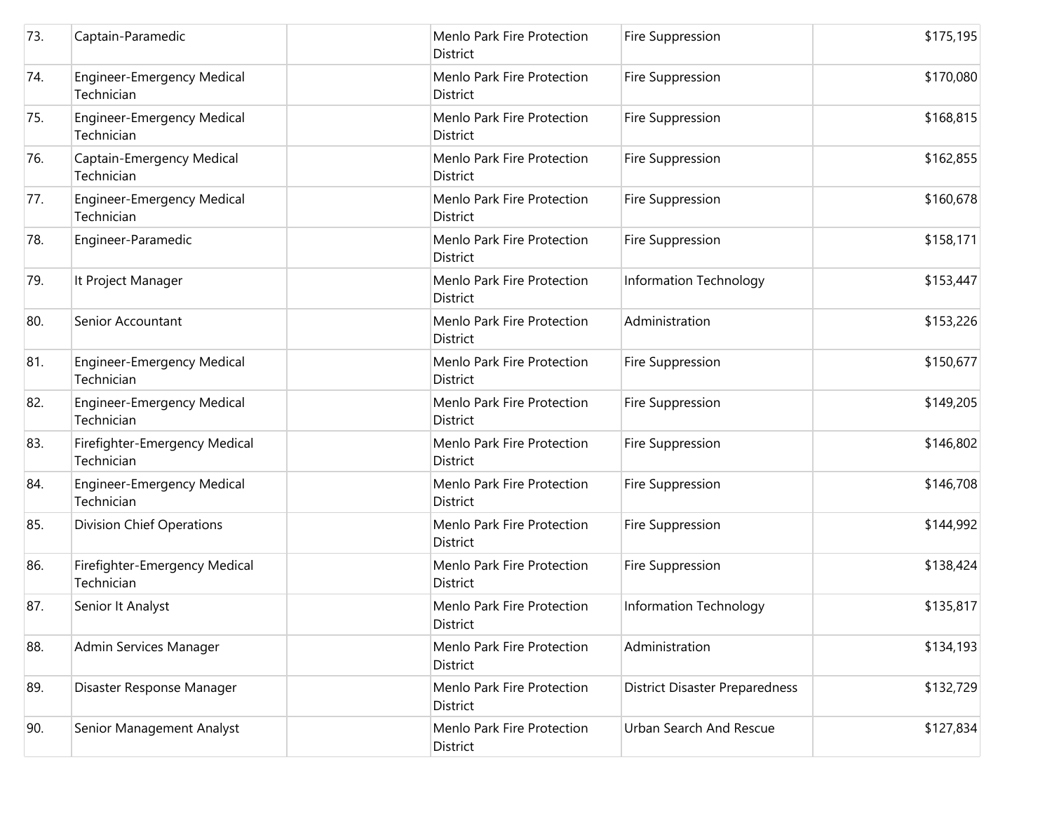| | | | | | |
|---|---|---|---|---|---|
| 73. | Captain-Paramedic | | Menlo Park Fire Protection District | Fire Suppression | $175,195 |
| 74. | Engineer-Emergency Medical Technician | | Menlo Park Fire Protection District | Fire Suppression | $170,080 |
| 75. | Engineer-Emergency Medical Technician | | Menlo Park Fire Protection District | Fire Suppression | $168,815 |
| 76. | Captain-Emergency Medical Technician | | Menlo Park Fire Protection District | Fire Suppression | $162,855 |
| 77. | Engineer-Emergency Medical Technician | | Menlo Park Fire Protection District | Fire Suppression | $160,678 |
| 78. | Engineer-Paramedic | | Menlo Park Fire Protection District | Fire Suppression | $158,171 |
| 79. | It Project Manager | | Menlo Park Fire Protection District | Information Technology | $153,447 |
| 80. | Senior Accountant | | Menlo Park Fire Protection District | Administration | $153,226 |
| 81. | Engineer-Emergency Medical Technician | | Menlo Park Fire Protection District | Fire Suppression | $150,677 |
| 82. | Engineer-Emergency Medical Technician | | Menlo Park Fire Protection District | Fire Suppression | $149,205 |
| 83. | Firefighter-Emergency Medical Technician | | Menlo Park Fire Protection District | Fire Suppression | $146,802 |
| 84. | Engineer-Emergency Medical Technician | | Menlo Park Fire Protection District | Fire Suppression | $146,708 |
| 85. | Division Chief Operations | | Menlo Park Fire Protection District | Fire Suppression | $144,992 |
| 86. | Firefighter-Emergency Medical Technician | | Menlo Park Fire Protection District | Fire Suppression | $138,424 |
| 87. | Senior It Analyst | | Menlo Park Fire Protection District | Information Technology | $135,817 |
| 88. | Admin Services Manager | | Menlo Park Fire Protection District | Administration | $134,193 |
| 89. | Disaster Response Manager | | Menlo Park Fire Protection District | District Disaster Preparedness | $132,729 |
| 90. | Senior Management Analyst | | Menlo Park Fire Protection District | Urban Search And Rescue | $127,834 |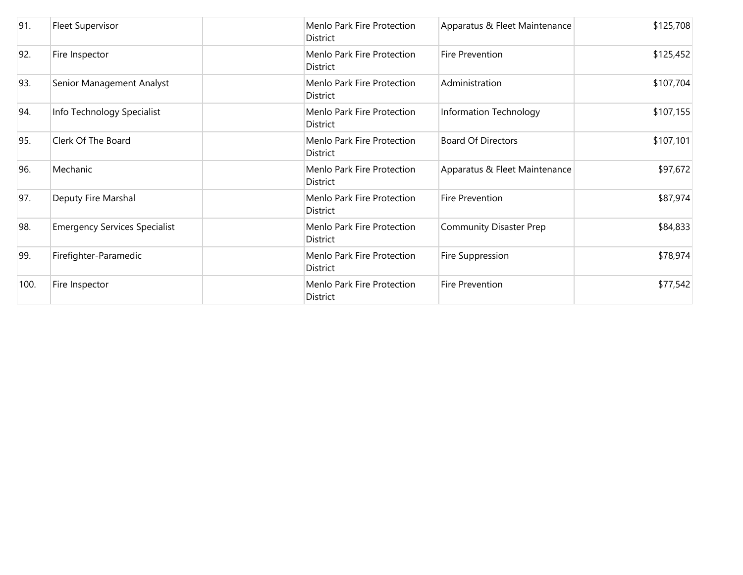| | | | | | |
|---|---|---|---|---|---|
| 91. | Fleet Supervisor | | Menlo Park Fire Protection District | Apparatus & Fleet Maintenance | $125,708 |
| 92. | Fire Inspector | | Menlo Park Fire Protection District | Fire Prevention | $125,452 |
| 93. | Senior Management Analyst | | Menlo Park Fire Protection District | Administration | $107,704 |
| 94. | Info Technology Specialist | | Menlo Park Fire Protection District | Information Technology | $107,155 |
| 95. | Clerk Of The Board | | Menlo Park Fire Protection District | Board Of Directors | $107,101 |
| 96. | Mechanic | | Menlo Park Fire Protection District | Apparatus & Fleet Maintenance | $97,672 |
| 97. | Deputy Fire Marshal | | Menlo Park Fire Protection District | Fire Prevention | $87,974 |
| 98. | Emergency Services Specialist | | Menlo Park Fire Protection District | Community Disaster Prep | $84,833 |
| 99. | Firefighter-Paramedic | | Menlo Park Fire Protection District | Fire Suppression | $78,974 |
| 100. | Fire Inspector | | Menlo Park Fire Protection District | Fire Prevention | $77,542 |